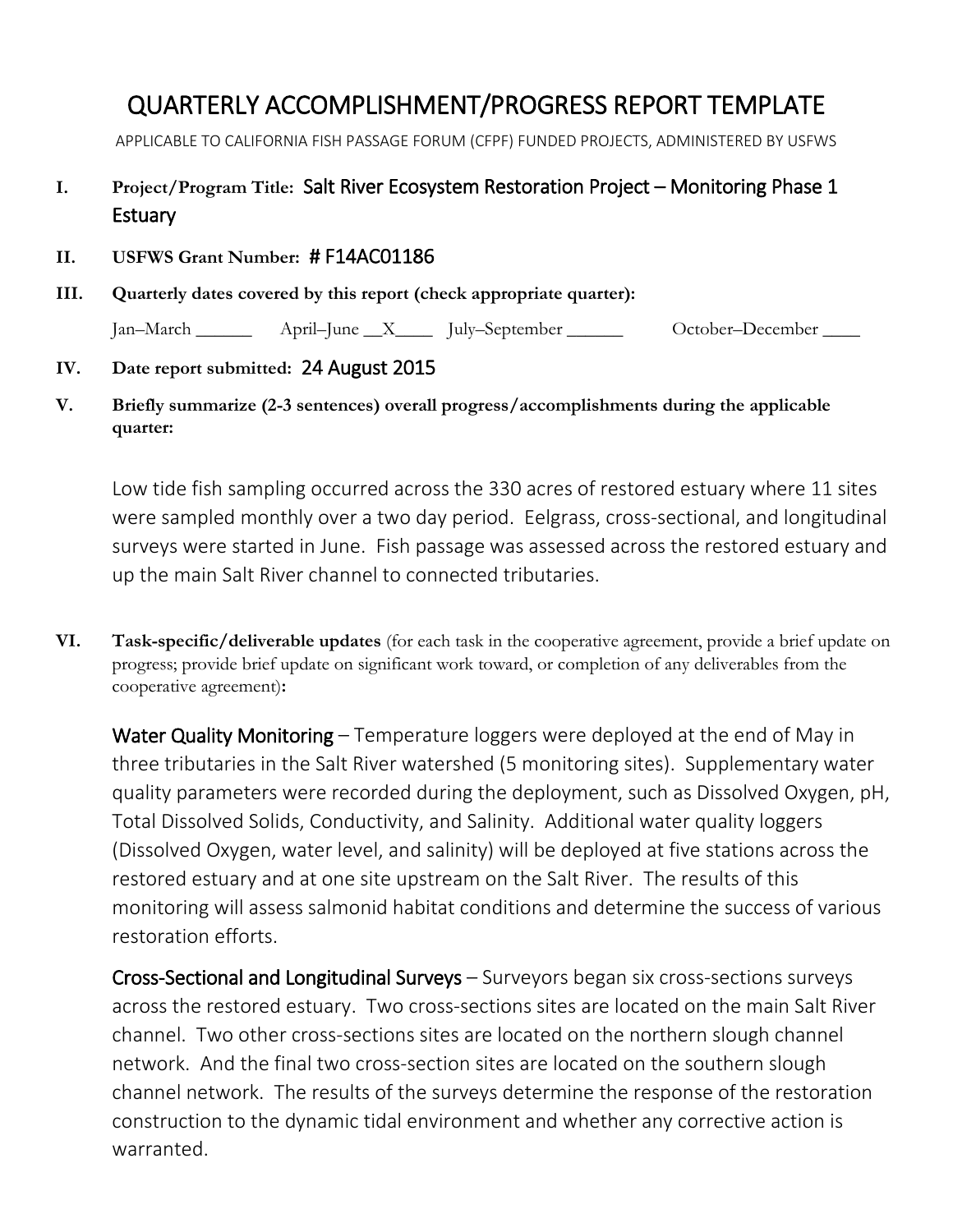# QUARTERLY ACCOMPLISHMENT/PROGRESS REPORT TEMPLATE

APPLICABLE TO CALIFORNIA FISH PASSAGE FORUM (CFPF) FUNDED PROJECTS, ADMINISTERED BY USFWS

**I. Project/Program Title:** Salt River Ecosystem Restoration Project – Monitoring Phase 1 Estuary

**II. USFWS Grant Number:** # F14AC01186

**III. Quarterly dates covered by this report (check appropriate quarter):**

Jan–March ______ April–June __X____ July–September ______ October–December ____

**IV. Date report submitted:** 24 August 2015

**V. Briefly summarize (2-3 sentences) overall progress/accomplishments during the applicable quarter:**

Low tide fish sampling occurred across the 330 acres of restored estuary where 11 sites were sampled monthly over a two day period. Eelgrass, cross-sectional, and longitudinal surveys were started in June. Fish passage was assessed across the restored estuary and up the main Salt River channel to connected tributaries.

**VI. Task-specific/deliverable updates** (for each task in the cooperative agreement, provide a brief update on progress; provide brief update on significant work toward, or completion of any deliverables from the cooperative agreement)**:**

Water Quality Monitoring – Temperature loggers were deployed at the end of May in three tributaries in the Salt River watershed (5 monitoring sites). Supplementary water quality parameters were recorded during the deployment, such as Dissolved Oxygen, pH, Total Dissolved Solids, Conductivity, and Salinity. Additional water quality loggers (Dissolved Oxygen, water level, and salinity) will be deployed at five stations across the restored estuary and at one site upstream on the Salt River. The results of this monitoring will assess salmonid habitat conditions and determine the success of various restoration efforts.

Cross-Sectional and Longitudinal Surveys – Surveyors began six cross-sections surveys across the restored estuary. Two cross-sections sites are located on the main Salt River channel. Two other cross-sections sites are located on the northern slough channel network. And the final two cross-section sites are located on the southern slough channel network. The results of the surveys determine the response of the restoration construction to the dynamic tidal environment and whether any corrective action is warranted.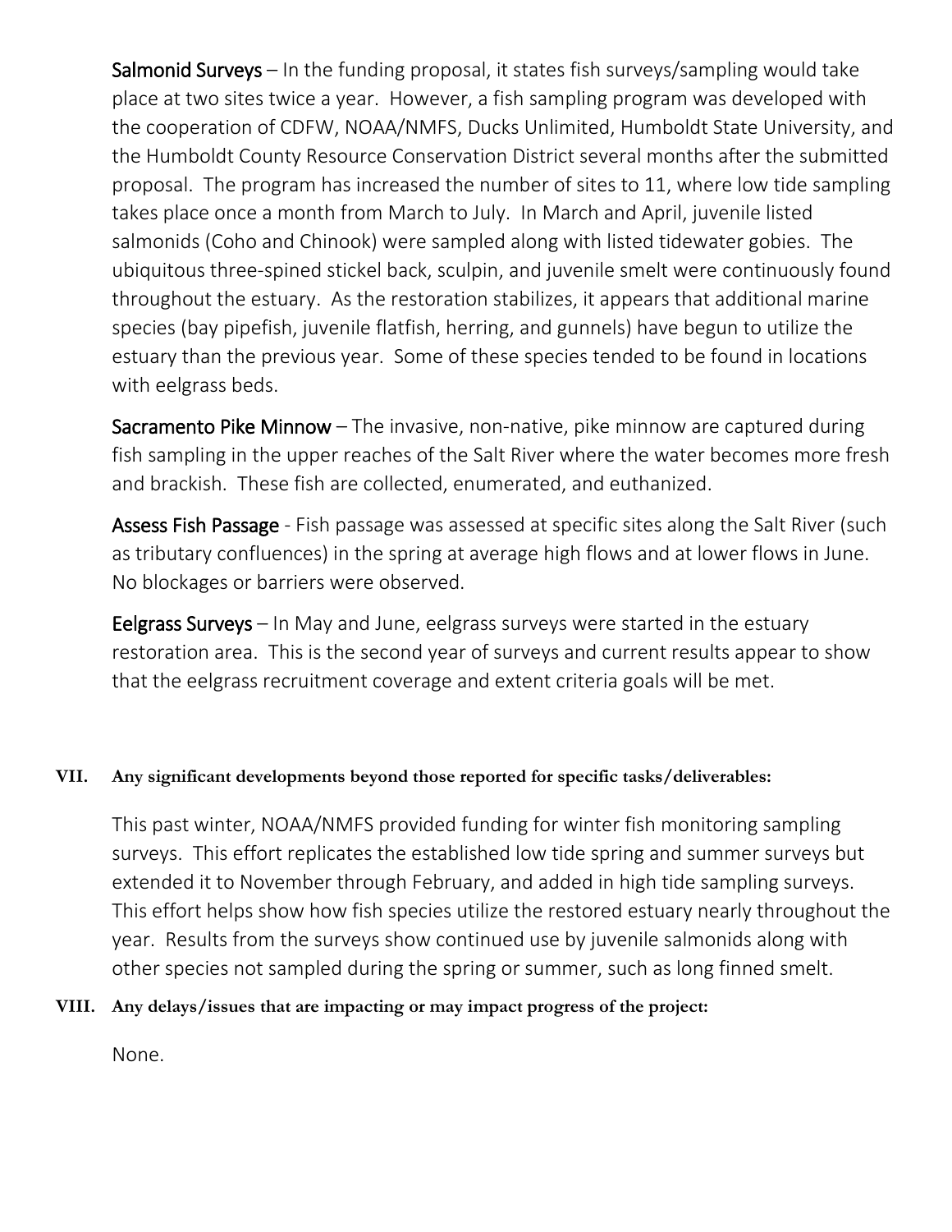**Salmonid Surveys** – In the funding proposal, it states fish surveys/sampling would take place at two sites twice a year. However, a fish sampling program was developed with the cooperation of CDFW, NOAA/NMFS, Ducks Unlimited, Humboldt State University, and the Humboldt County Resource Conservation District several months after the submitted proposal. The program has increased the number of sites to 11, where low tide sampling takes place once a month from March to July. In March and April, juvenile listed salmonids (Coho and Chinook) were sampled along with listed tidewater gobies. The ubiquitous three-spined stickel back, sculpin, and juvenile smelt were continuously found throughout the estuary. As the restoration stabilizes, it appears that additional marine species (bay pipefish, juvenile flatfish, herring, and gunnels) have begun to utilize the estuary than the previous year. Some of these species tended to be found in locations with eelgrass beds.

**Sacramento Pike Minnow** – The invasive, non-native, pike minnow are captured during fish sampling in the upper reaches of the Salt River where the water becomes more fresh and brackish. These fish are collected, enumerated, and euthanized.

**Assess Fish Passage** - Fish passage was assessed at specific sites along the Salt River (such as tributary confluences) in the spring at average high flows and at lower flows in June. No blockages or barriers were observed.

**Eelgrass Surveys** – In May and June, eelgrass surveys were started in the estuary restoration area. This is the second year of surveys and current results appear to show that the eelgrass recruitment coverage and extent criteria goals will be met.

## VII. Any significant developments beyond those reported for specific tasks/deliverables:

This past winter, NOAA/NMFS provided funding for winter fish monitoring sampling surveys. This effort replicates the established low tide spring and summer surveys but extended it to November through February, and added in high tide sampling surveys. This effort helps show how fish species utilize the restored estuary nearly throughout the year. Results from the surveys show continued use by juvenile salmonids along with other species not sampled during the spring or summer, such as long finned smelt.

## VIII. Any delays/issues that are impacting or may impact progress of the project:

None.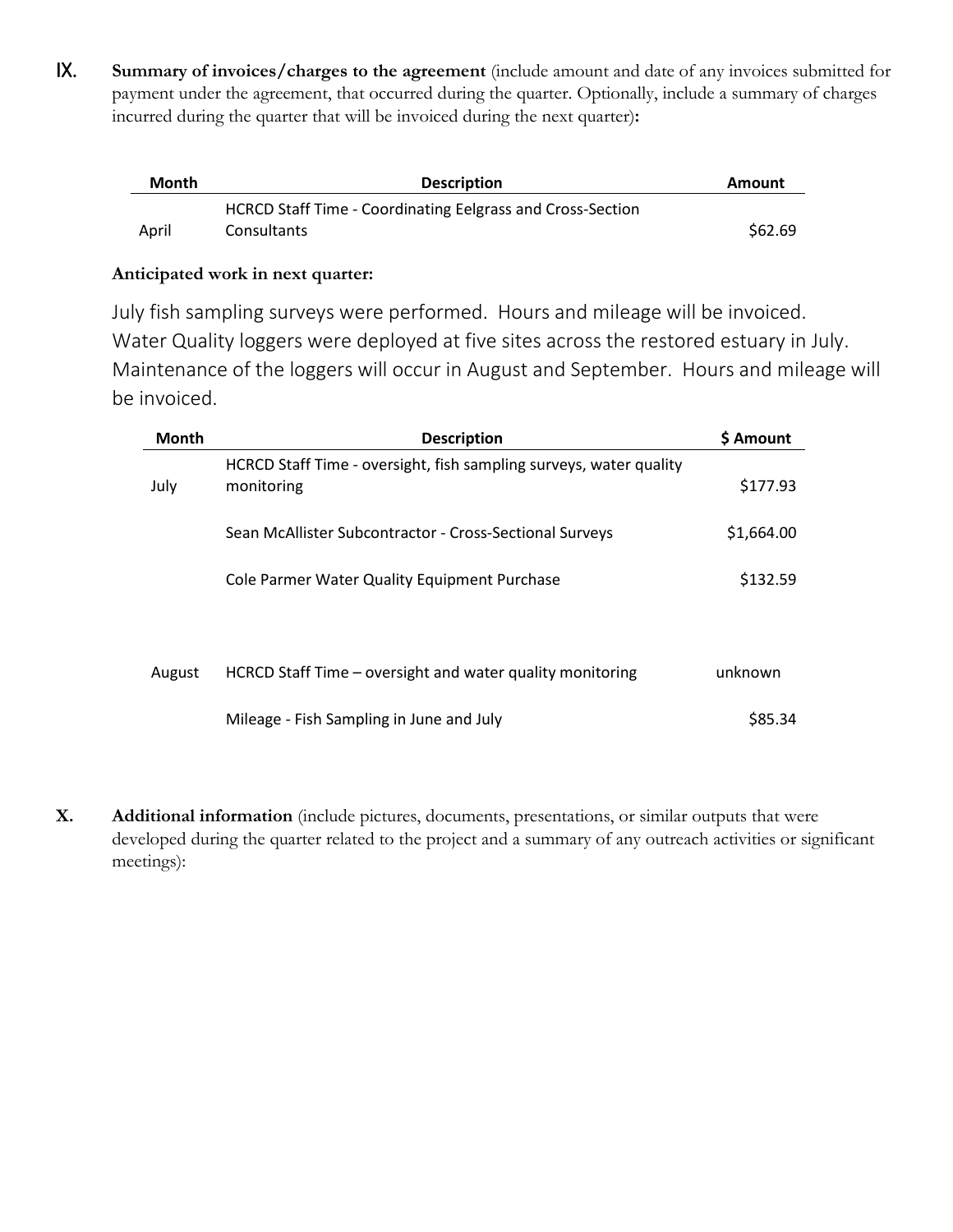IX. **Summary of invoices/charges to the agreement** (include amount and date of any invoices submitted for payment under the agreement, that occurred during the quarter. Optionally, include a summary of charges incurred during the quarter that will be invoiced during the next quarter)**:**

| Month | Description | Amount |
|---|---|---|
| April | HCRCD Staff Time - Coordinating Eelgrass and Cross-Section Consultants | $62.69 |

**Anticipated work in next quarter:**

July fish sampling surveys were performed. Hours and mileage will be invoiced. Water Quality loggers were deployed at five sites across the restored estuary in July. Maintenance of the loggers will occur in August and September. Hours and mileage will be invoiced.

| Month | Description | $ Amount |
|---|---|---|
| July | HCRCD Staff Time - oversight, fish sampling surveys, water quality monitoring | $177.93 |
| | Sean McAllister Subcontractor - Cross-Sectional Surveys | $1,664.00 |
| | Cole Parmer Water Quality Equipment Purchase | $132.59 |
| August | HCRCD Staff Time – oversight and water quality monitoring | unknown |
| | Mileage - Fish Sampling in June and July | $85.34 |

X. **Additional information** (include pictures, documents, presentations, or similar outputs that were developed during the quarter related to the project and a summary of any outreach activities or significant meetings):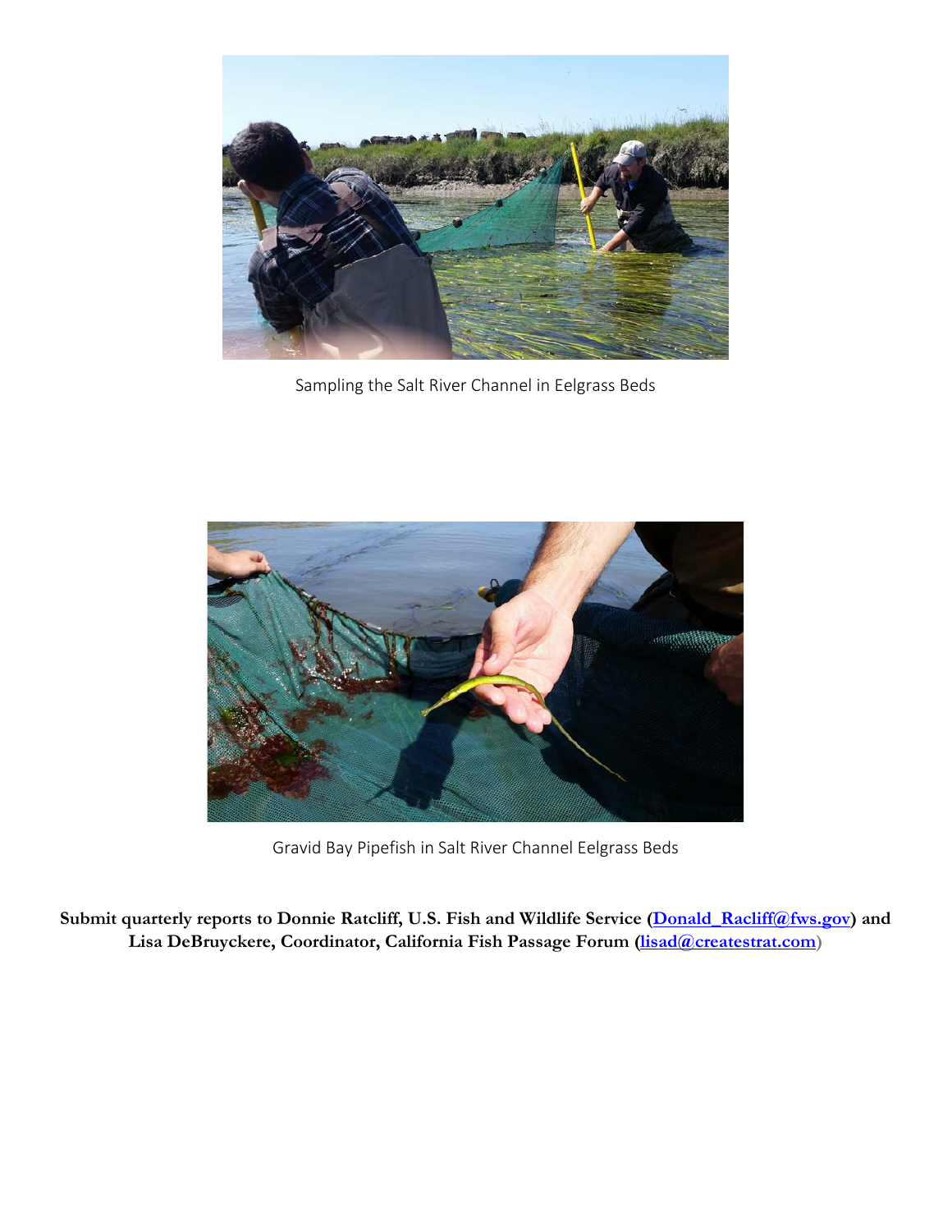Sampling the Salt River Channel in Eelgrass Beds

Gravid Bay Pipefish in Salt River Channel Eelgrass Beds

**Submit quarterly reports to Donnie Ratcliff, U.S. Fish and Wildlife Service (Donald_Racliff@fws.gov) and Lisa DeBruyckere, Coordinator, California Fish Passage Forum (lisad@createstrat.com)**